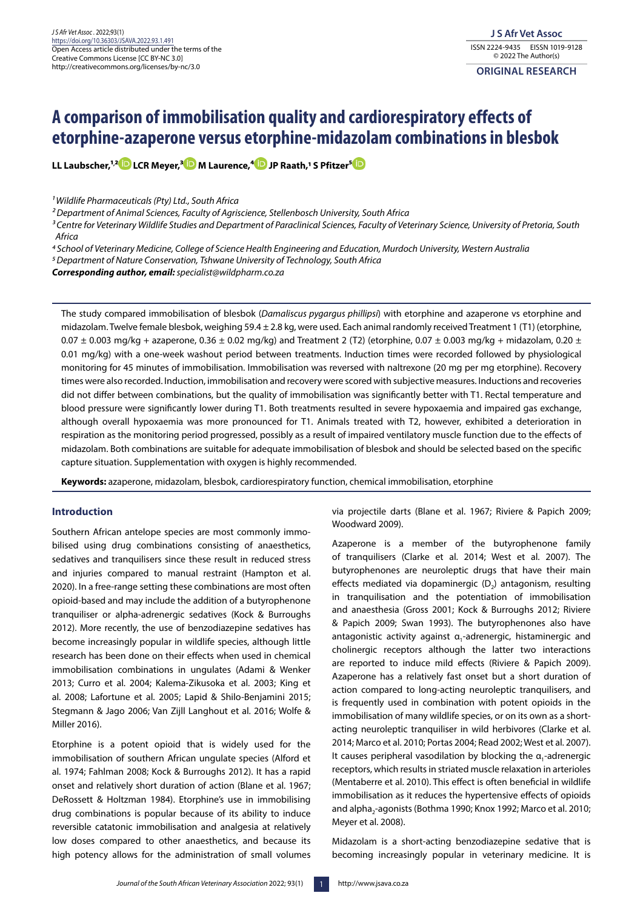# A comparison of immobilisation quality and cardiorespiratory effects of etorphine-azaperone versus etorphine-midazolam combinations in blesbok

**LL Laubscher,[1,2] LCR Meyer,[3] M Laurence,[4] JP Raath,[1] S Pfitzer[5]**

*[1] Wildlife Pharmaceuticals (Pty) Ltd., South Africa*

*[2] Department of Animal Sciences, Faculty of Agriscience, Stellenbosch University, South Africa*

*[3] Centre for Veterinary Wildlife Studies and Department of Paraclinical Sciences, Faculty of Veterinary Science, University of Pretoria, South Africa*

*[4] School of Veterinary Medicine, College of Science Health Engineering and Education, Murdoch University, Western Australia*

*[5] Department of Nature Conservation, Tshwane University of Technology, South Africa*

***Corresponding author, email:*** *specialist@wildpharm.co.za*

The study compared immobilisation of blesbok (*Damaliscus pygargus phillipsi*) with etorphine and azaperone vs etorphine and midazolam. Twelve female blesbok, weighing 59.4 ± 2.8 kg, were used. Each animal randomly received Treatment 1 (T1) (etorphine, 0.07 ± 0.003 mg/kg + azaperone, 0.36 ± 0.02 mg/kg) and Treatment 2 (T2) (etorphine, 0.07 ± 0.003 mg/kg + midazolam, 0.20 ± 0.01 mg/kg) with a one-week washout period between treatments. Induction times were recorded followed by physiological monitoring for 45 minutes of immobilisation. Immobilisation was reversed with naltrexone (20 mg per mg etorphine). Recovery times were also recorded. Induction, immobilisation and recovery were scored with subjective measures. Inductions and recoveries did not differ between combinations, but the quality of immobilisation was significantly better with T1. Rectal temperature and blood pressure were significantly lower during T1. Both treatments resulted in severe hypoxaemia and impaired gas exchange, although overall hypoxaemia was more pronounced for T1. Animals treated with T2, however, exhibited a deterioration in respiration as the monitoring period progressed, possibly as a result of impaired ventilatory muscle function due to the effects of midazolam. Both combinations are suitable for adequate immobilisation of blesbok and should be selected based on the specific capture situation. Supplementation with oxygen is highly recommended.

**Keywords:** azaperone, midazolam, blesbok, cardiorespiratory function, chemical immobilisation, etorphine

## Introduction

Southern African antelope species are most commonly immobilised using drug combinations consisting of anaesthetics, sedatives and tranquilisers since these result in reduced stress and injuries compared to manual restraint (Hampton et al. 2020). In a free-range setting these combinations are most often opioid-based and may include the addition of a butyrophenone tranquiliser or alpha-adrenergic sedatives (Kock & Burroughs 2012). More recently, the use of benzodiazepine sedatives has become increasingly popular in wildlife species, although little research has been done on their effects when used in chemical immobilisation combinations in ungulates (Adami & Wenker 2013; Curro et al. 2004; Kalema-Zikusoka et al. 2003; King et al. 2008; Lafortune et al. 2005; Lapid & Shilo-Benjamini 2015; Stegmann & Jago 2006; Van Zijll Langhout et al. 2016; Wolfe & Miller 2016).

Etorphine is a potent opioid that is widely used for the immobilisation of southern African ungulate species (Alford et al. 1974; Fahlman 2008; Kock & Burroughs 2012). It has a rapid onset and relatively short duration of action (Blane et al. 1967; DeRossett & Holtzman 1984). Etorphine's use in immobilising drug combinations is popular because of its ability to induce reversible catatonic immobilisation and analgesia at relatively low doses compared to other anaesthetics, and because its high potency allows for the administration of small volumes via projectile darts (Blane et al. 1967; Riviere & Papich 2009; Woodward 2009).

Azaperone is a member of the butyrophenone family of tranquilisers (Clarke et al. 2014; West et al. 2007). The butyrophenones are neuroleptic drugs that have their main effects mediated via dopaminergic ($D_2$) antagonism, resulting in tranquilisation and the potentiation of immobilisation and anaesthesia (Gross 2001; Kock & Burroughs 2012; Riviere & Papich 2009; Swan 1993). The butyrophenones also have antagonistic activity against $\alpha_1$-adrenergic, histaminergic and cholinergic receptors although the latter two interactions are reported to induce mild effects (Riviere & Papich 2009). Azaperone has a relatively fast onset but a short duration of action compared to long-acting neuroleptic tranquilisers, and is frequently used in combination with potent opioids in the immobilisation of many wildlife species, or on its own as a short-acting neuroleptic tranquiliser in wild herbivores (Clarke et al. 2014; Marco et al. 2010; Portas 2004; Read 2002; West et al. 2007). It causes peripheral vasodilation by blocking the $\alpha_1$-adrenergic receptors, which results in striated muscle relaxation in arterioles (Mentaberre et al. 2010). This effect is often beneficial in wildlife immobilisation as it reduces the hypertensive effects of opioids and alpha$_2$-agonists (Bothma 1990; Knox 1992; Marco et al. 2010; Meyer et al. 2008).

Midazolam is a short-acting benzodiazepine sedative that is becoming increasingly popular in veterinary medicine. It is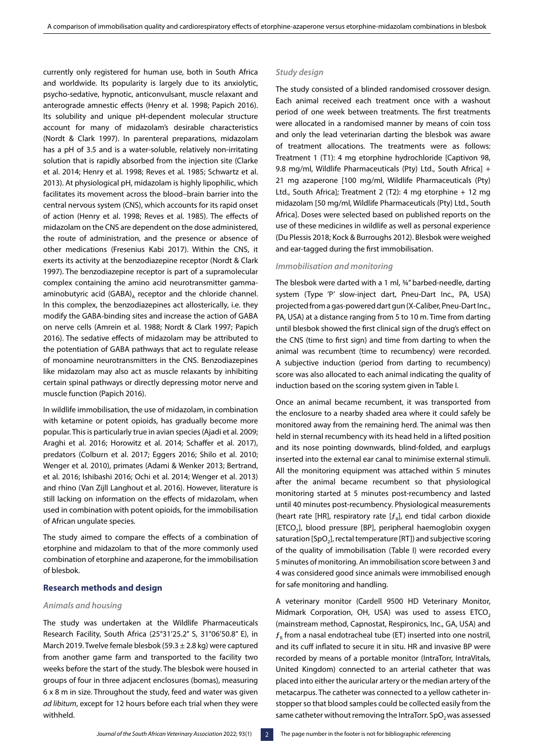currently only registered for human use, both in South Africa and worldwide. Its popularity is largely due to its anxiolytic, psycho-sedative, hypnotic, anticonvulsant, muscle relaxant and anterograde amnestic effects (Henry et al. 1998; Papich 2016). Its solubility and unique pH-dependent molecular structure account for many of midazolam's desirable characteristics (Nordt & Clark 1997). In parenteral preparations, midazolam has a pH of 3.5 and is a water-soluble, relatively non-irritating solution that is rapidly absorbed from the injection site (Clarke et al. 2014; Henry et al. 1998; Reves et al. 1985; Schwartz et al. 2013). At physiological pH, midazolam is highly lipophilic, which facilitates its movement across the blood–brain barrier into the central nervous system (CNS), which accounts for its rapid onset of action (Henry et al. 1998; Reves et al. 1985). The effects of midazolam on the CNS are dependent on the dose administered, the route of administration, and the presence or absence of other medications (Fresenius Kabi 2017). Within the CNS, it exerts its activity at the benzodiazepine receptor (Nordt & Clark 1997). The benzodiazepine receptor is part of a supramolecular complex containing the amino acid neurotransmitter gamma-aminobutyric acid $(GABA)_A$ receptor and the chloride channel. In this complex, the benzodiazepines act allosterically, i.e. they modify the GABA-binding sites and increase the action of GABA on nerve cells (Amrein et al. 1988; Nordt & Clark 1997; Papich 2016). The sedative effects of midazolam may be attributed to the potentiation of GABA pathways that act to regulate release of monoamine neurotransmitters in the CNS. Benzodiazepines like midazolam may also act as muscle relaxants by inhibiting certain spinal pathways or directly depressing motor nerve and muscle function (Papich 2016).

In wildlife immobilisation, the use of midazolam, in combination with ketamine or potent opioids, has gradually become more popular. This is particularly true in avian species (Ajadi et al. 2009; Araghi et al. 2016; Horowitz et al. 2014; Schaffer et al. 2017), predators (Colburn et al. 2017; Eggers 2016; Shilo et al. 2010; Wenger et al. 2010), primates (Adami & Wenker 2013; Bertrand, et al. 2016; Ishibashi 2016; Ochi et al. 2014; Wenger et al. 2013) and rhino (Van Zijll Langhout et al. 2016). However, literature is still lacking on information on the effects of midazolam, when used in combination with potent opioids, for the immobilisation of African ungulate species.

The study aimed to compare the effects of a combination of etorphine and midazolam to that of the more commonly used combination of etorphine and azaperone, for the immobilisation of blesbok.

## Research methods and design

### *Animals and housing*

The study was undertaken at the Wildlife Pharmaceuticals Research Facility, South Africa (25°31'25.2" S, 31°06'50.8" E), in March 2019. Twelve female blesbok (59.3 ± 2.8 kg) were captured from another game farm and transported to the facility two weeks before the start of the study. The blesbok were housed in groups of four in three adjacent enclosures (bomas), measuring 6 x 8 m in size. Throughout the study, feed and water was given *ad libitum*, except for 12 hours before each trial when they were withheld.

### *Study design*

The study consisted of a blinded randomised crossover design. Each animal received each treatment once with a washout period of one week between treatments. The first treatments were allocated in a randomised manner by means of coin toss and only the lead veterinarian darting the blesbok was aware of treatment allocations. The treatments were as follows: Treatment 1 (T1): 4 mg etorphine hydrochloride [Captivon 98, 9.8 mg/ml, Wildlife Pharmaceuticals (Pty) Ltd., South Africa] + 21 mg azaperone [100 mg/ml, Wildlife Pharmaceuticals (Pty) Ltd., South Africa]; Treatment 2 (T2): 4 mg etorphine + 12 mg midazolam [50 mg/ml, Wildlife Pharmaceuticals (Pty) Ltd., South Africa]. Doses were selected based on published reports on the use of these medicines in wildlife as well as personal experience (Du Plessis 2018; Kock & Burroughs 2012). Blesbok were weighed and ear-tagged during the first immobilisation.

### *Immobilisation and monitoring*

The blesbok were darted with a 1 ml, ¾" barbed-needle, darting system (Type 'P' slow-inject dart, Pneu-Dart Inc., PA, USA) projected from a gas-powered dart gun (X-Caliber, Pneu-Dart Inc., PA, USA) at a distance ranging from 5 to 10 m. Time from darting until blesbok showed the first clinical sign of the drug's effect on the CNS (time to first sign) and time from darting to when the animal was recumbent (time to recumbency) were recorded. A subjective induction (period from darting to recumbency) score was also allocated to each animal indicating the quality of induction based on the scoring system given in Table I.

Once an animal became recumbent, it was transported from the enclosure to a nearby shaded area where it could safely be monitored away from the remaining herd. The animal was then held in sternal recumbency with its head held in a lifted position and its nose pointing downwards, blind-folded, and earplugs inserted into the external ear canal to minimise external stimuli. All the monitoring equipment was attached within 5 minutes after the animal became recumbent so that physiological monitoring started at 5 minutes post-recumbency and lasted until 40 minutes post-recumbency. Physiological measurements (heart rate [HR], respiratory rate [$f_R$], end tidal carbon dioxide [$ETCO_2$], blood pressure [BP], peripheral haemoglobin oxygen saturation [$SpO_2$], rectal temperature [RT]) and subjective scoring of the quality of immobilisation (Table I) were recorded every 5 minutes of monitoring. An immobilisation score between 3 and 4 was considered good since animals were immobilised enough for safe monitoring and handling.

A veterinary monitor (Cardell 9500 HD Veterinary Monitor, Midmark Corporation, OH, USA) was used to assess $ETCO_2$ (mainstream method, Capnostat, Respironics, Inc., GA, USA) and $f_R$ from a nasal endotracheal tube (ET) inserted into one nostril, and its cuff inflated to secure it in situ. HR and invasive BP were recorded by means of a portable monitor (IntraTorr, IntraVitals, United Kingdom) connected to an arterial catheter that was placed into either the auricular artery or the median artery of the metacarpus. The catheter was connected to a yellow catheter in-stopper so that blood samples could be collected easily from the same catheter without removing the IntraTorr. $SpO_2$ was assessed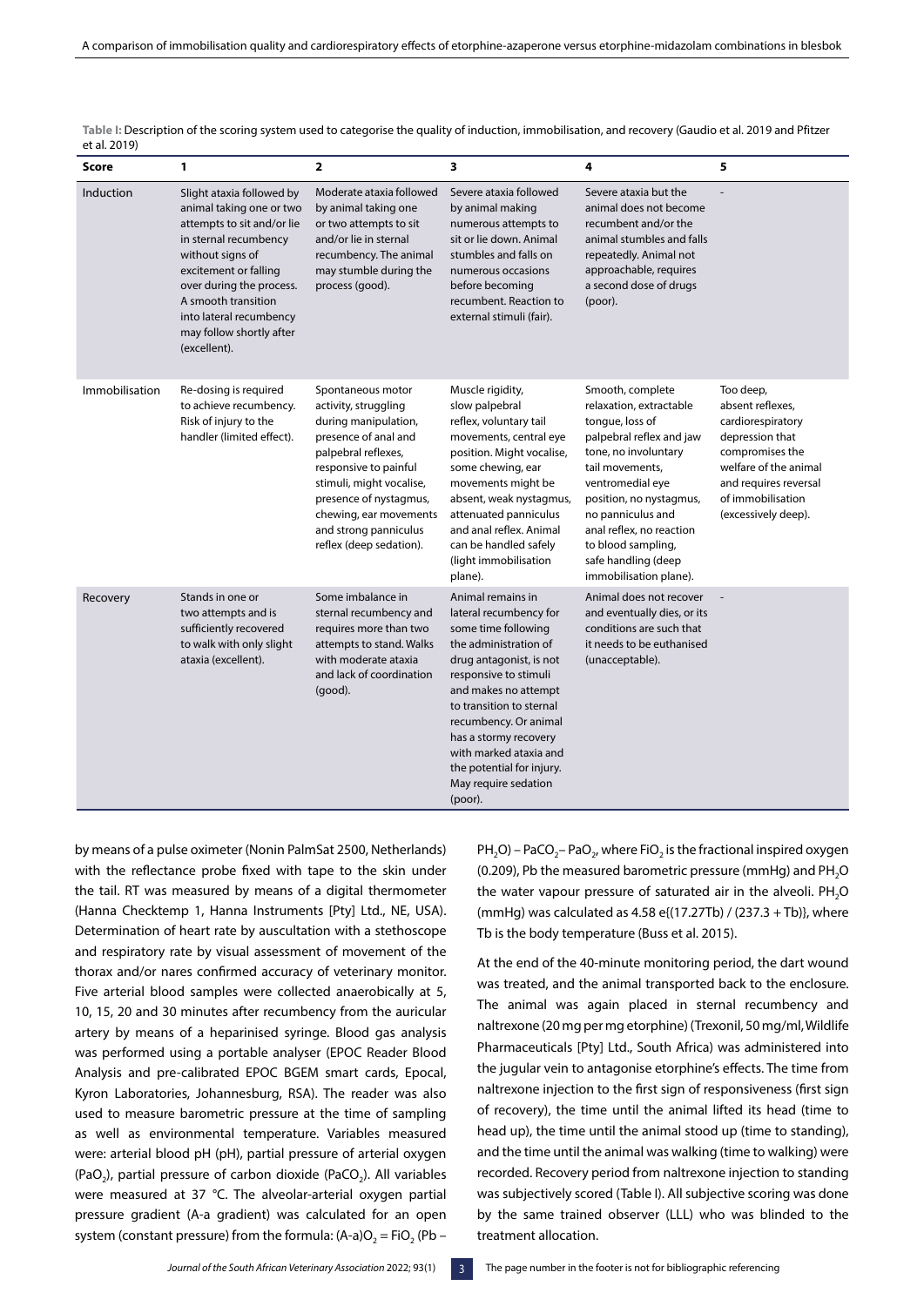**Table I:** Description of the scoring system used to categorise the quality of induction, immobilisation, and recovery (Gaudio et al. 2019 and Pfitzer et al. 2019)

| Score | 1 | 2 | 3 | 4 | 5 |
|---|---|---|---|---|---|
| Induction | Slight ataxia followed by animal taking one or two attempts to sit and/or lie in sternal recumbency without signs of excitement or falling over during the process. A smooth transition into lateral recumbency may follow shortly after (excellent). | Moderate ataxia followed by animal taking one or two attempts to sit and/or lie in sternal recumbency. The animal may stumble during the process (good). | Severe ataxia followed by animal making numerous attempts to sit or lie down. Animal stumbles and falls on numerous occasions before becoming recumbent. Reaction to external stimuli (fair). | Severe ataxia but the animal does not become recumbent and/or the animal stumbles and falls repeatedly. Animal not approachable, requires a second dose of drugs (poor). | - |
| Immobilisation | Re-dosing is required to achieve recumbency. Risk of injury to the handler (limited effect). | Spontaneous motor activity, struggling during manipulation, presence of anal and palpebral reflexes, responsive to painful stimuli, might vocalise, presence of nystagmus, chewing, ear movements and strong panniculus reflex (deep sedation). | Muscle rigidity, slow palpebral reflex, voluntary tail movements, central eye position. Might vocalise, some chewing, ear movements might be absent, weak nystagmus, attenuated panniculus and anal reflex. Animal can be handled safely (light immobilisation plane). | Smooth, complete relaxation, extractable tongue, loss of palpebral reflex and jaw tone, no involuntary tail movements, ventromedial eye position, no nystagmus, no panniculus and anal reflex, no reaction to blood sampling, safe handling (deep immobilisation plane). | Too deep, absent reflexes, cardiorespiratory depression that compromises the welfare of the animal and requires reversal of immobilisation (excessively deep). |
| Recovery | Stands in one or two attempts and is sufficiently recovered to walk with only slight ataxia (excellent). | Some imbalance in sternal recumbency and requires more than two attempts to stand. Walks with moderate ataxia and lack of coordination (good). | Animal remains in lateral recumbency for some time following the administration of drug antagonist, is not responsive to stimuli and makes no attempt to transition to sternal recumbency. Or animal has a stormy recovery with marked ataxia and the potential for injury. May require sedation (poor). | Animal does not recover and eventually dies, or its conditions are such that it needs to be euthanised (unacceptable). | - |

by means of a pulse oximeter (Nonin PalmSat 2500, Netherlands) with the reflectance probe fixed with tape to the skin under the tail. RT was measured by means of a digital thermometer (Hanna Checktemp 1, Hanna Instruments [Pty] Ltd., NE, USA). Determination of heart rate by auscultation with a stethoscope and respiratory rate by visual assessment of movement of the thorax and/or nares confirmed accuracy of veterinary monitor. Five arterial blood samples were collected anaerobically at 5, 10, 15, 20 and 30 minutes after recumbency from the auricular artery by means of a heparinised syringe. Blood gas analysis was performed using a portable analyser (EPOC Reader Blood Analysis and pre-calibrated EPOC BGEM smart cards, Epocal, Kyron Laboratories, Johannesburg, RSA). The reader was also used to measure barometric pressure at the time of sampling as well as environmental temperature. Variables measured were: arterial blood pH (pH), partial pressure of arterial oxygen ($PaO_2$), partial pressure of carbon dioxide ($PaCO_2$). All variables were measured at 37 °C. The alveolar-arterial oxygen partial pressure gradient (A-a gradient) was calculated for an open system (constant pressure) from the formula: $(A\text{-}a)O_2 = FiO_2\,(Pb - PH_2O) - PaCO_2 - PaO_2$, where $FiO_2$ is the fractional inspired oxygen (0.209), Pb the measured barometric pressure (mmHg) and $PH_2O$ the water vapour pressure of saturated air in the alveoli. $PH_2O$ (mmHg) was calculated as $4.58\,e\{(17.27Tb) / (237.3 + Tb)\}$, where Tb is the body temperature (Buss et al. 2015).

At the end of the 40-minute monitoring period, the dart wound was treated, and the animal transported back to the enclosure. The animal was again placed in sternal recumbency and naltrexone (20 mg per mg etorphine) (Trexonil, 50 mg/ml, Wildlife Pharmaceuticals [Pty] Ltd., South Africa) was administered into the jugular vein to antagonise etorphine's effects. The time from naltrexone injection to the first sign of responsiveness (first sign of recovery), the time until the animal lifted its head (time to head up), the time until the animal stood up (time to standing), and the time until the animal was walking (time to walking) were recorded. Recovery period from naltrexone injection to standing was subjectively scored (Table I). All subjective scoring was done by the same trained observer (LLL) who was blinded to the treatment allocation.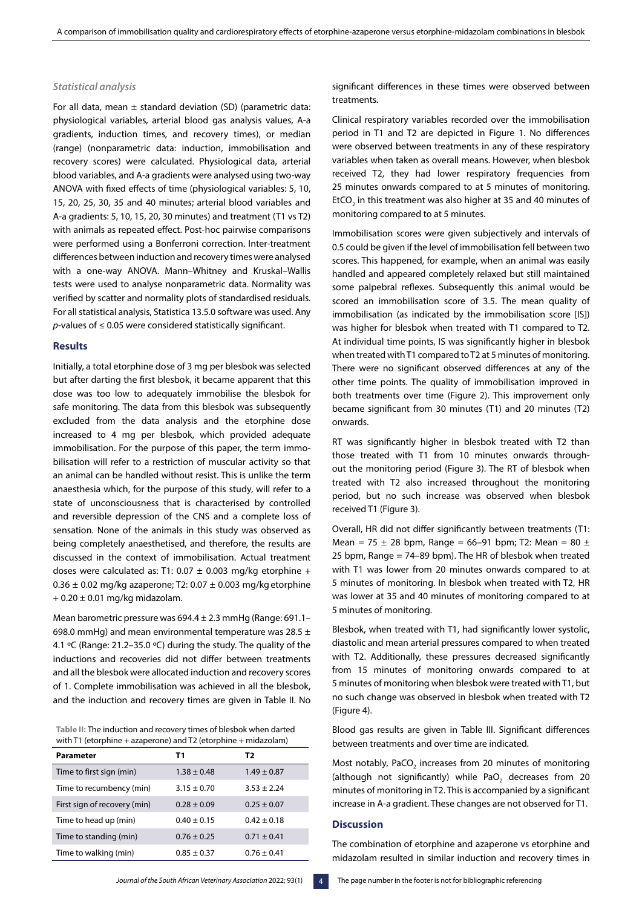### *Statistical analysis*

For all data, mean ± standard deviation (SD) (parametric data: physiological variables, arterial blood gas analysis values, A-a gradients, induction times, and recovery times), or median (range) (nonparametric data: induction, immobilisation and recovery scores) were calculated. Physiological data, arterial blood variables, and A-a gradients were analysed using two-way ANOVA with fixed effects of time (physiological variables: 5, 10, 15, 20, 25, 30, 35 and 40 minutes; arterial blood variables and A-a gradients: 5, 10, 15, 20, 30 minutes) and treatment (T1 vs T2) with animals as repeated effect. Post-hoc pairwise comparisons were performed using a Bonferroni correction. Inter-treatment differences between induction and recovery times were analysed with a one-way ANOVA. Mann–Whitney and Kruskal–Wallis tests were used to analyse nonparametric data. Normality was verified by scatter and normality plots of standardised residuals. For all statistical analysis, Statistica 13.5.0 software was used. Any $p$-values of ≤ 0.05 were considered statistically significant.

### Results

Initially, a total etorphine dose of 3 mg per blesbok was selected but after darting the first blesbok, it became apparent that this dose was too low to adequately immobilise the blesbok for safe monitoring. The data from this blesbok was subsequently excluded from the data analysis and the etorphine dose increased to 4 mg per blesbok, which provided adequate immobilisation. For the purpose of this paper, the term immobilisation will refer to a restriction of muscular activity so that an animal can be handled without resist. This is unlike the term anaesthesia which, for the purpose of this study, will refer to a state of unconsciousness that is characterised by controlled and reversible depression of the CNS and a complete loss of sensation. None of the animals in this study was observed as being completely anaesthetised, and therefore, the results are discussed in the context of immobilisation. Actual treatment doses were calculated as: T1: 0.07 ± 0.003 mg/kg etorphine + 0.36 ± 0.02 mg/kg azaperone; T2: 0.07 ± 0.003 mg/kg etorphine + 0.20 ± 0.01 mg/kg midazolam.

Mean barometric pressure was 694.4 ± 2.3 mmHg (Range: 691.1–698.0 mmHg) and mean environmental temperature was 28.5 ± 4.1 ºC (Range: 21.2–35.0 ºC) during the study. The quality of the inductions and recoveries did not differ between treatments and all the blesbok were allocated induction and recovery scores of 1. Complete immobilisation was achieved in all the blesbok, and the induction and recovery times are given in Table II. No significant differences in these times were observed between treatments.

**Table II:** The induction and recovery times of blesbok when darted with T1 (etorphine + azaperone) and T2 (etorphine + midazolam)

| Parameter | T1 | T2 |
|---|---|---|
| Time to first sign (min) | 1.38 ± 0.48 | 1.49 ± 0.87 |
| Time to recumbency (min) | 3.15 ± 0.70 | 3.53 ± 2.24 |
| First sign of recovery (min) | 0.28 ± 0.09 | 0.25 ± 0.07 |
| Time to head up (min) | 0.40 ± 0.15 | 0.42 ± 0.18 |
| Time to standing (min) | 0.76 ± 0.25 | 0.71 ± 0.41 |
| Time to walking (min) | 0.85 ± 0.37 | 0.76 ± 0.41 |

Clinical respiratory variables recorded over the immobilisation period in T1 and T2 are depicted in Figure 1. No differences were observed between treatments in any of these respiratory variables when taken as overall means. However, when blesbok received T2, they had lower respiratory frequencies from 25 minutes onwards compared to at 5 minutes of monitoring. $EtCO_2$ in this treatment was also higher at 35 and 40 minutes of monitoring compared to at 5 minutes.

Immobilisation scores were given subjectively and intervals of 0.5 could be given if the level of immobilisation fell between two scores. This happened, for example, when an animal was easily handled and appeared completely relaxed but still maintained some palpebral reflexes. Subsequently this animal would be scored an immobilisation score of 3.5. The mean quality of immobilisation (as indicated by the immobilisation score [IS]) was higher for blesbok when treated with T1 compared to T2. At individual time points, IS was significantly higher in blesbok when treated with T1 compared to T2 at 5 minutes of monitoring. There were no significant observed differences at any of the other time points. The quality of immobilisation improved in both treatments over time (Figure 2). This improvement only became significant from 30 minutes (T1) and 20 minutes (T2) onwards.

RT was significantly higher in blesbok treated with T2 than those treated with T1 from 10 minutes onwards throughout the monitoring period (Figure 3). The RT of blesbok when treated with T2 also increased throughout the monitoring period, but no such increase was observed when blesbok received T1 (Figure 3).

Overall, HR did not differ significantly between treatments (T1: Mean = 75 ± 28 bpm, Range = 66–91 bpm; T2: Mean = 80 ± 25 bpm, Range = 74–89 bpm). The HR of blesbok when treated with T1 was lower from 20 minutes onwards compared to at 5 minutes of monitoring. In blesbok when treated with T2, HR was lower at 35 and 40 minutes of monitoring compared to at 5 minutes of monitoring.

Blesbok, when treated with T1, had significantly lower systolic, diastolic and mean arterial pressures compared to when treated with T2. Additionally, these pressures decreased significantly from 15 minutes of monitoring onwards compared to at 5 minutes of monitoring when blesbok were treated with T1, but no such change was observed in blesbok when treated with T2 (Figure 4).

Blood gas results are given in Table III. Significant differences between treatments and over time are indicated.

Most notably, $PaCO_2$ increases from 20 minutes of monitoring (although not significantly) while $PaO_2$ decreases from 20 minutes of monitoring in T2. This is accompanied by a significant increase in A-a gradient. These changes are not observed for T1.

### Discussion

The combination of etorphine and azaperone vs etorphine and midazolam resulted in similar induction and recovery times in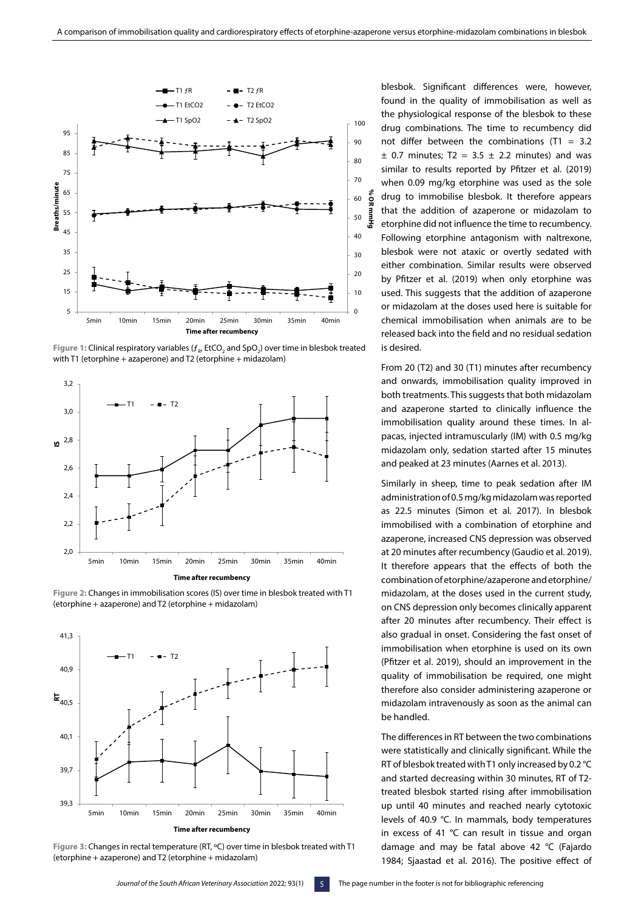Figure 1: Clinical respiratory variables ($f_R$, $EtCO_2$ and $SpO_2$) over time in blesbok treated with T1 (etorphine + azaperone) and T2 (etorphine + midazolam)

Figure 2: Changes in immobilisation scores (IS) over time in blesbok treated with T1 (etorphine + azaperone) and T2 (etorphine + midazolam)

Figure 3: Changes in rectal temperature (RT, ºC) over time in blesbok treated with T1 (etorphine + azaperone) and T2 (etorphine + midazolam)

blesbok. Significant differences were, however, found in the quality of immobilisation as well as the physiological response of the blesbok to these drug combinations. The time to recumbency did not differ between the combinations (T1 = 3.2 ± 0.7 minutes; T2 = 3.5 ± 2.2 minutes) and was similar to results reported by Pfitzer et al. (2019) when 0.09 mg/kg etorphine was used as the sole drug to immobilise blesbok. It therefore appears that the addition of azaperone or midazolam to etorphine did not influence the time to recumbency. Following etorphine antagonism with naltrexone, blesbok were not ataxic or overtly sedated with either combination. Similar results were observed by Pfitzer et al. (2019) when only etorphine was used. This suggests that the addition of azaperone or midazolam at the doses used here is suitable for chemical immobilisation when animals are to be released back into the field and no residual sedation is desired.

From 20 (T2) and 30 (T1) minutes after recumbency and onwards, immobilisation quality improved in both treatments. This suggests that both midazolam and azaperone started to clinically influence the immobilisation quality around these times. In alpacas, injected intramuscularly (IM) with 0.5 mg/kg midazolam only, sedation started after 15 minutes and peaked at 23 minutes (Aarnes et al. 2013).

Similarly in sheep, time to peak sedation after IM administration of 0.5 mg/kg midazolam was reported as 22.5 minutes (Simon et al. 2017). In blesbok immobilised with a combination of etorphine and azaperone, increased CNS depression was observed at 20 minutes after recumbency (Gaudio et al. 2019). It therefore appears that the effects of both the combination of etorphine/azaperone and etorphine/midazolam, at the doses used in the current study, on CNS depression only becomes clinically apparent after 20 minutes after recumbency. Their effect is also gradual in onset. Considering the fast onset of immobilisation when etorphine is used on its own (Pfitzer et al. 2019), should an improvement in the quality of immobilisation be required, one might therefore also consider administering azaperone or midazolam intravenously as soon as the animal can be handled.

The differences in RT between the two combinations were statistically and clinically significant. While the RT of blesbok treated with T1 only increased by 0.2 °C and started decreasing within 30 minutes, RT of T2-treated blesbok started rising after immobilisation up until 40 minutes and reached nearly cytotoxic levels of 40.9 °C. In mammals, body temperatures in excess of 41 °C can result in tissue and organ damage and may be fatal above 42 °C (Fajardo 1984; Sjaastad et al. 2016). The positive effect of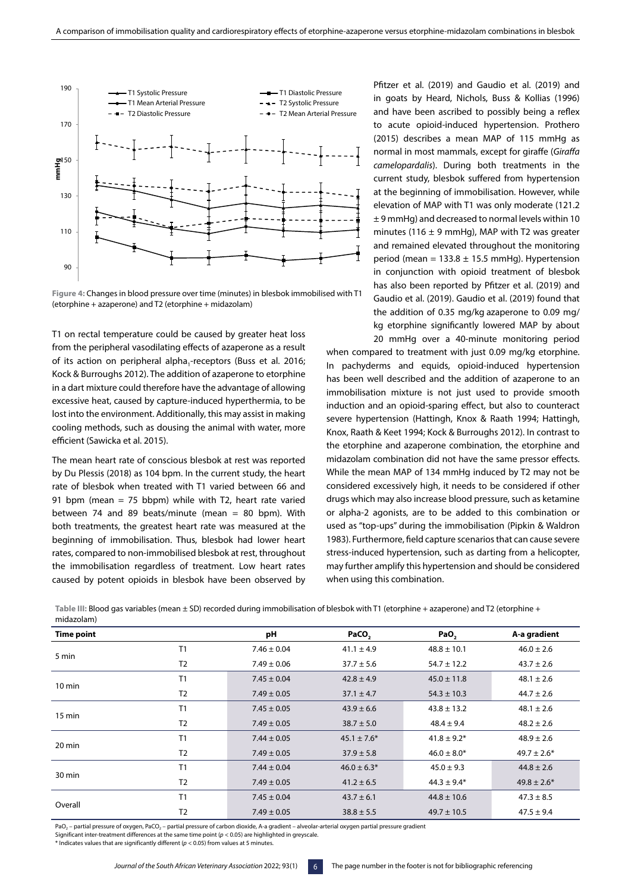**Figure 4:** Changes in blood pressure over time (minutes) in blesbok immobilised with T1 (etorphine + azaperone) and T2 (etorphine + midazolam)

T1 on rectal temperature could be caused by greater heat loss from the peripheral vasodilating effects of azaperone as a result of its action on peripheral alpha$_1$-receptors (Buss et al. 2016; Kock & Burroughs 2012). The addition of azaperone to etorphine in a dart mixture could therefore have the advantage of allowing excessive heat, caused by capture-induced hyperthermia, to be lost into the environment. Additionally, this may assist in making cooling methods, such as dousing the animal with water, more efficient (Sawicka et al. 2015).

The mean heart rate of conscious blesbok at rest was reported by Du Plessis (2018) as 104 bpm. In the current study, the heart rate of blesbok when treated with T1 varied between 66 and 91 bpm (mean = 75 bbpm) while with T2, heart rate varied between 74 and 89 beats/minute (mean = 80 bpm). With both treatments, the greatest heart rate was measured at the beginning of immobilisation. Thus, blesbok had lower heart rates, compared to non-immobilised blesbok at rest, throughout the immobilisation regardless of treatment. Low heart rates caused by potent opioids in blesbok have been observed by Pfitzer et al. (2019) and Gaudio et al. (2019) and in goats by Heard, Nichols, Buss & Kollias (1996) and have been ascribed to possibly being a reflex to acute opioid-induced hypertension. Prothero (2015) describes a mean MAP of 115 mmHg as normal in most mammals, except for giraffe (*Giraffa camelopardalis*). During both treatments in the current study, blesbok suffered from hypertension at the beginning of immobilisation. However, while elevation of MAP with T1 was only moderate (121.2 ± 9 mmHg) and decreased to normal levels within 10 minutes (116 ± 9 mmHg), MAP with T2 was greater and remained elevated throughout the monitoring period (mean = 133.8 ± 15.5 mmHg). Hypertension in conjunction with opioid treatment of blesbok has also been reported by Pfitzer et al. (2019) and Gaudio et al. (2019). Gaudio et al. (2019) found that the addition of 0.35 mg/kg azaperone to 0.09 mg/kg etorphine significantly lowered MAP by about 20 mmHg over a 40-minute monitoring period when compared to treatment with just 0.09 mg/kg etorphine. In pachyderms and equids, opioid-induced hypertension has been well described and the addition of azaperone to an immobilisation mixture is not just used to provide smooth induction and an opioid-sparing effect, but also to counteract severe hypertension (Hattingh, Knox & Raath 1994; Hattingh, Knox, Raath & Keet 1994; Kock & Burroughs 2012). In contrast to the etorphine and azaperone combination, the etorphine and midazolam combination did not have the same pressor effects. While the mean MAP of 134 mmHg induced by T2 may not be considered excessively high, it needs to be considered if other drugs which may also increase blood pressure, such as ketamine or alpha-2 agonists, are to be added to this combination or used as "top-ups" during the immobilisation (Pipkin & Waldron 1983). Furthermore, field capture scenarios that can cause severe stress-induced hypertension, such as darting from a helicopter, may further amplify this hypertension and should be considered when using this combination.

**Table III:** Blood gas variables (mean ± SD) recorded during immobilisation of blesbok with T1 (etorphine + azaperone) and T2 (etorphine + midazolam)

| Time point | | pH | $PaCO_2$ | $PaO_2$ | A-a gradient |
|---|---|---|---|---|---|
| 5 min | T1 | 7.46 ± 0.04 | 41.1 ± 4.9 | 48.8 ± 10.1 | 46.0 ± 2.6 |
| | T2 | 7.49 ± 0.06 | 37.7 ± 5.6 | 54.7 ± 12.2 | 43.7 ± 2.6 |
| 10 min | T1 | 7.45 ± 0.04 | 42.8 ± 4.9 | 45.0 ± 11.8 | 48.1 ± 2.6 |
| | T2 | 7.49 ± 0.05 | 37.1 ± 4.7 | 54.3 ± 10.3 | 44.7 ± 2.6 |
| 15 min | T1 | 7.45 ± 0.05 | 43.9 ± 6.6 | 43.8 ± 13.2 | 48.1 ± 2.6 |
| | T2 | 7.49 ± 0.05 | 38.7 ± 5.0 | 48.4 ± 9.4 | 48.2 ± 2.6 |
| 20 min | T1 | 7.44 ± 0.05 | 45.1 ± 7.6* | 41.8 ± 9.2* | 48.9 ± 2.6 |
| | T2 | 7.49 ± 0.05 | 37.9 ± 5.8 | 46.0 ± 8.0* | 49.7 ± 2.6* |
| 30 min | T1 | 7.44 ± 0.04 | 46.0 ± 6.3* | 45.0 ± 9.3 | 44.8 ± 2.6 |
| | T2 | 7.49 ± 0.05 | 41.2 ± 6.5 | 44.3 ± 9.4* | 49.8 ± 2.6* |
| Overall | T1 | 7.45 ± 0.04 | 43.7 ± 6.1 | 44.8 ± 10.6 | 47.3 ± 8.5 |
| | T2 | 7.49 ± 0.05 | 38.8 ± 5.5 | 49.7 ± 10.5 | 47.5 ± 9.4 |

$PaO_2$ – partial pressure of oxygen, $PaCO_2$ – partial pressure of carbon dioxide, A-a gradient – alveolar-arterial oxygen partial pressure gradient

Significant inter-treatment differences at the same time point ($p < 0.05$) are highlighted in greyscale.

\* Indicates values that are significantly different ($p < 0.05$) from values at 5 minutes.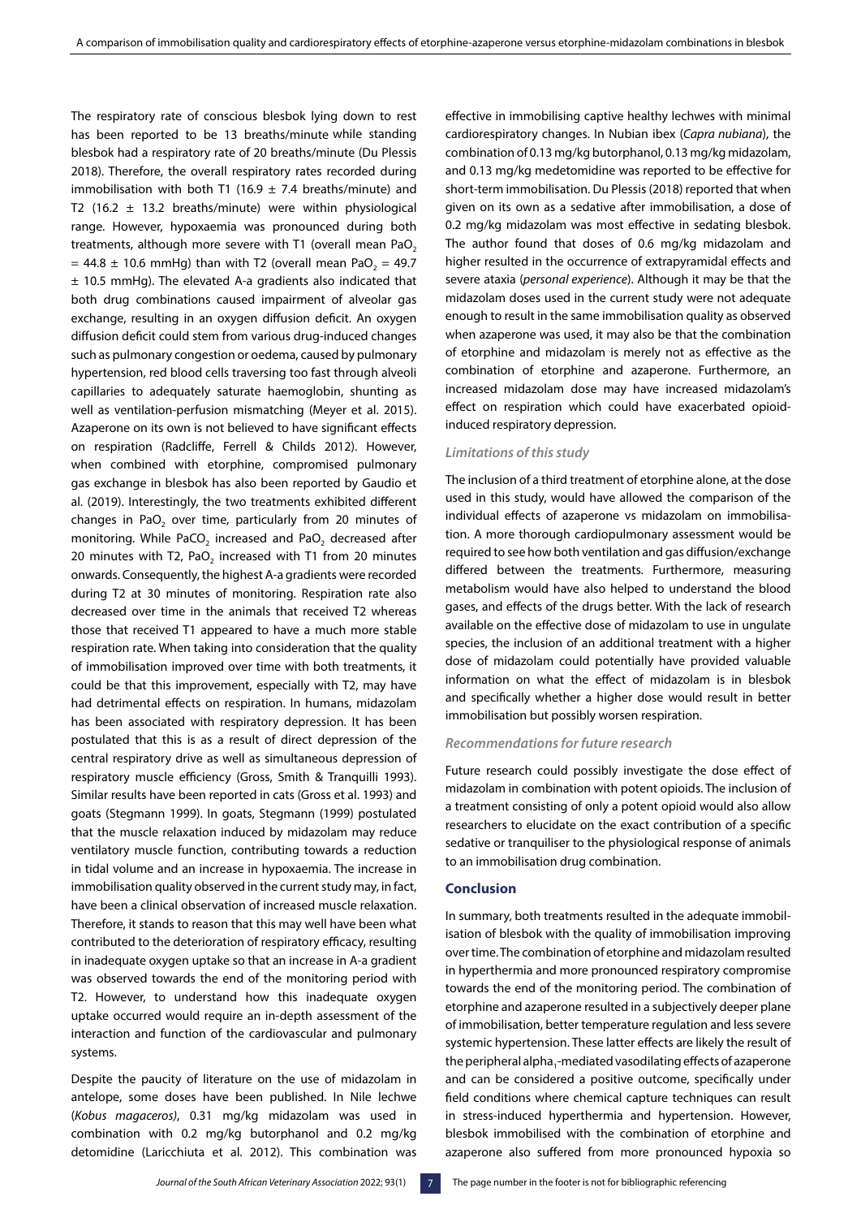The respiratory rate of conscious blesbok lying down to rest has been reported to be 13 breaths/minute while standing blesbok had a respiratory rate of 20 breaths/minute (Du Plessis 2018). Therefore, the overall respiratory rates recorded during immobilisation with both T1 (16.9 ± 7.4 breaths/minute) and T2 (16.2 ± 13.2 breaths/minute) were within physiological range. However, hypoxaemia was pronounced during both treatments, although more severe with T1 (overall mean $PaO_2$ = 44.8 ± 10.6 mmHg) than with T2 (overall mean $PaO_2$ = 49.7 ± 10.5 mmHg). The elevated A-a gradients also indicated that both drug combinations caused impairment of alveolar gas exchange, resulting in an oxygen diffusion deficit. An oxygen diffusion deficit could stem from various drug-induced changes such as pulmonary congestion or oedema, caused by pulmonary hypertension, red blood cells traversing too fast through alveoli capillaries to adequately saturate haemoglobin, shunting as well as ventilation-perfusion mismatching (Meyer et al. 2015). Azaperone on its own is not believed to have significant effects on respiration (Radcliffe, Ferrell & Childs 2012). However, when combined with etorphine, compromised pulmonary gas exchange in blesbok has also been reported by Gaudio et al. (2019). Interestingly, the two treatments exhibited different changes in $PaO_2$ over time, particularly from 20 minutes of monitoring. While $PaCO_2$ increased and $PaO_2$ decreased after 20 minutes with T2, $PaO_2$ increased with T1 from 20 minutes onwards. Consequently, the highest A-a gradients were recorded during T2 at 30 minutes of monitoring. Respiration rate also decreased over time in the animals that received T2 whereas those that received T1 appeared to have a much more stable respiration rate. When taking into consideration that the quality of immobilisation improved over time with both treatments, it could be that this improvement, especially with T2, may have had detrimental effects on respiration. In humans, midazolam has been associated with respiratory depression. It has been postulated that this is as a result of direct depression of the central respiratory drive as well as simultaneous depression of respiratory muscle efficiency (Gross, Smith & Tranquilli 1993). Similar results have been reported in cats (Gross et al. 1993) and goats (Stegmann 1999). In goats, Stegmann (1999) postulated that the muscle relaxation induced by midazolam may reduce ventilatory muscle function, contributing towards a reduction in tidal volume and an increase in hypoxaemia. The increase in immobilisation quality observed in the current study may, in fact, have been a clinical observation of increased muscle relaxation. Therefore, it stands to reason that this may well have been what contributed to the deterioration of respiratory efficacy, resulting in inadequate oxygen uptake so that an increase in A-a gradient was observed towards the end of the monitoring period with T2. However, to understand how this inadequate oxygen uptake occurred would require an in-depth assessment of the interaction and function of the cardiovascular and pulmonary systems.

Despite the paucity of literature on the use of midazolam in antelope, some doses have been published. In Nile lechwe (*Kobus magaceros)*, 0.31 mg/kg midazolam was used in combination with 0.2 mg/kg butorphanol and 0.2 mg/kg detomidine (Laricchiuta et al. 2012). This combination was effective in immobilising captive healthy lechwes with minimal cardiorespiratory changes. In Nubian ibex (*Capra nubiana*), the combination of 0.13 mg/kg butorphanol, 0.13 mg/kg midazolam, and 0.13 mg/kg medetomidine was reported to be effective for short-term immobilisation. Du Plessis (2018) reported that when given on its own as a sedative after immobilisation, a dose of 0.2 mg/kg midazolam was most effective in sedating blesbok. The author found that doses of 0.6 mg/kg midazolam and higher resulted in the occurrence of extrapyramidal effects and severe ataxia (*personal experience*). Although it may be that the midazolam doses used in the current study were not adequate enough to result in the same immobilisation quality as observed when azaperone was used, it may also be that the combination of etorphine and midazolam is merely not as effective as the combination of etorphine and azaperone. Furthermore, an increased midazolam dose may have increased midazolam's effect on respiration which could have exacerbated opioid-induced respiratory depression.

### *Limitations of this study*

The inclusion of a third treatment of etorphine alone, at the dose used in this study, would have allowed the comparison of the individual effects of azaperone vs midazolam on immobilisation. A more thorough cardiopulmonary assessment would be required to see how both ventilation and gas diffusion/exchange differed between the treatments. Furthermore, measuring metabolism would have also helped to understand the blood gases, and effects of the drugs better. With the lack of research available on the effective dose of midazolam to use in ungulate species, the inclusion of an additional treatment with a higher dose of midazolam could potentially have provided valuable information on what the effect of midazolam is in blesbok and specifically whether a higher dose would result in better immobilisation but possibly worsen respiration.

### *Recommendations for future research*

Future research could possibly investigate the dose effect of midazolam in combination with potent opioids. The inclusion of a treatment consisting of only a potent opioid would also allow researchers to elucidate on the exact contribution of a specific sedative or tranquiliser to the physiological response of animals to an immobilisation drug combination.

## Conclusion

In summary, both treatments resulted in the adequate immobilisation of blesbok with the quality of immobilisation improving over time. The combination of etorphine and midazolam resulted in hyperthermia and more pronounced respiratory compromise towards the end of the monitoring period. The combination of etorphine and azaperone resulted in a subjectively deeper plane of immobilisation, better temperature regulation and less severe systemic hypertension. These latter effects are likely the result of the peripheral $alpha_1$-mediated vasodilating effects of azaperone and can be considered a positive outcome, specifically under field conditions where chemical capture techniques can result in stress-induced hyperthermia and hypertension. However, blesbok immobilised with the combination of etorphine and azaperone also suffered from more pronounced hypoxia so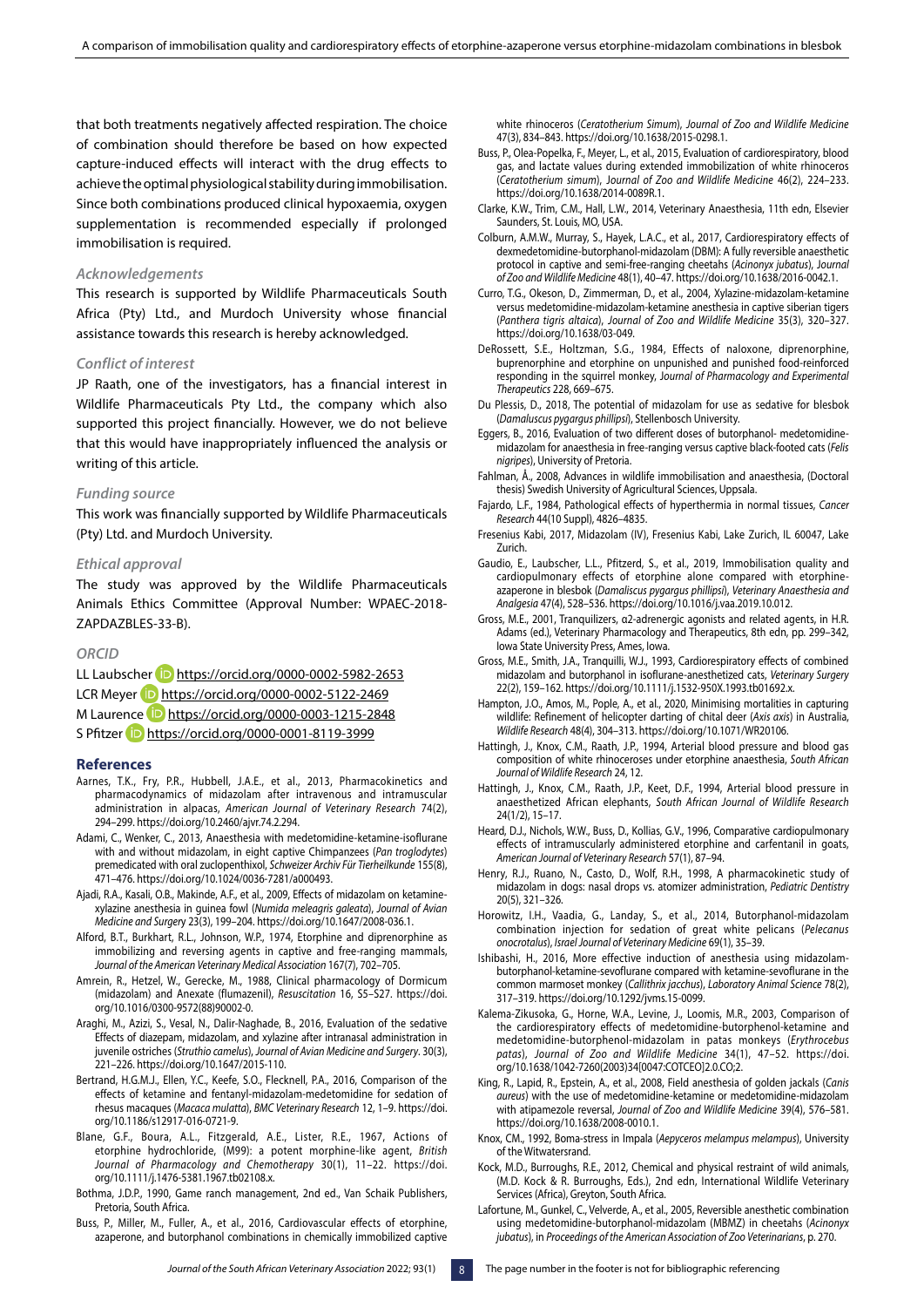that both treatments negatively affected respiration. The choice of combination should therefore be based on how expected capture-induced effects will interact with the drug effects to achieve the optimal physiological stability during immobilisation. Since both combinations produced clinical hypoxaemia, oxygen supplementation is recommended especially if prolonged immobilisation is required.

### *Acknowledgements*

This research is supported by Wildlife Pharmaceuticals South Africa (Pty) Ltd., and Murdoch University whose financial assistance towards this research is hereby acknowledged.

### *Conflict of interest*

JP Raath, one of the investigators, has a financial interest in Wildlife Pharmaceuticals Pty Ltd., the company which also supported this project financially. However, we do not believe that this would have inappropriately influenced the analysis or writing of this article.

### *Funding source*

This work was financially supported by Wildlife Pharmaceuticals (Pty) Ltd. and Murdoch University.

### *Ethical approval*

The study was approved by the Wildlife Pharmaceuticals Animals Ethics Committee (Approval Number: WPAEC-2018-ZAPDAZBLES-33-B).

### *ORCID*

LL Laubscher https://orcid.org/0000-0002-5982-2653
LCR Meyer https://orcid.org/0000-0002-5122-2469
M Laurence https://orcid.org/0000-0003-1215-2848
S Pfitzer https://orcid.org/0000-0001-8119-3999

## References

- Aarnes, T.K., Fry, P.R., Hubbell, J.A.E., et al., 2013, Pharmacokinetics and pharmacodynamics of midazolam after intravenous and intramuscular administration in alpacas, *American Journal of Veterinary Research* 74(2), 294–299. https://doi.org/10.2460/ajvr.74.2.294.
- Adami, C., Wenker, C., 2013, Anaesthesia with medetomidine-ketamine-isoflurane with and without midazolam, in eight captive Chimpanzees (*Pan troglodytes*) premedicated with oral zuclopenthixol, *Schweizer Archiv Für Tierheilkunde* 155(8), 471–476. https://doi.org/10.1024/0036-7281/a000493.
- Ajadi, R.A., Kasali, O.B., Makinde, A.F., et al., 2009, Effects of midazolam on ketamine-xylazine anesthesia in guinea fowl (*Numida meleagris galeata*), *Journal of Avian Medicine and Surgery* 23(3), 199–204. https://doi.org/10.1647/2008-036.1.
- Alford, B.T., Burkhart, R.L., Johnson, W.P., 1974, Etorphine and diprenorphine as immobilizing and reversing agents in captive and free-ranging mammals, *Journal of the American Veterinary Medical Association* 167(7), 702–705.
- Amrein, R., Hetzel, W., Gerecke, M., 1988, Clinical pharmacology of Dormicum (midazolam) and Anexate (flumazenil), *Resuscitation* 16, S5–S27. https://doi.org/10.1016/0300-9572(88)90002-0.
- Araghi, M., Azizi, S., Vesal, N., Dalir-Naghade, B., 2016, Evaluation of the sedative Effects of diazepam, midazolam, and xylazine after intranasal administration in juvenile ostriches (*Struthio camelus*), *Journal of Avian Medicine and Surgery*. 30(3), 221–226. https://doi.org/10.1647/2015-110.
- Bertrand, H.G.M.J., Ellen, Y.C., Keefe, S.O., Flecknell, P.A., 2016, Comparison of the effects of ketamine and fentanyl-midazolam-medetomidine for sedation of rhesus macaques (*Macaca mulatta*), *BMC Veterinary Research* 12, 1–9. https://doi.org/10.1186/s12917-016-0721-9.
- Blane, G.F., Boura, A.L., Fitzgerald, A.E., Lister, R.E., 1967, Actions of etorphine hydrochloride, (M99): a potent morphine-like agent, *British Journal of Pharmacology and Chemotherapy* 30(1), 11–22. https://doi.org/10.1111/j.1476-5381.1967.tb02108.x.
- Bothma, J.D.P., 1990, Game ranch management, 2nd ed., Van Schaik Publishers, Pretoria, South Africa.
- Buss, P., Miller, M., Fuller, A., et al., 2016, Cardiovascular effects of etorphine, azaperone, and butorphanol combinations in chemically immobilized captive white rhinoceros (*Ceratotherium Simum*), *Journal of Zoo and Wildlife Medicine* 47(3), 834–843. https://doi.org/10.1638/2015-0298.1.
- Buss, P., Olea-Popelka, F., Meyer, L., et al., 2015, Evaluation of cardiorespiratory, blood gas, and lactate values during extended immobilization of white rhinoceros (*Ceratotherium simum*), *Journal of Zoo and Wildlife Medicine* 46(2), 224–233. https://doi.org/10.1638/2014-0089R.1.
- Clarke, K.W., Trim, C.M., Hall, L.W., 2014, Veterinary Anaesthesia, 11th edn, Elsevier Saunders, St. Louis, MO, USA.
- Colburn, A.M.W., Murray, S., Hayek, L.A.C., et al., 2017, Cardiorespiratory effects of dexmedetomidine-butorphanol-midazolam (DBM): A fully reversible anaesthetic protocol in captive and semi-free-ranging cheetahs (*Acinonyx jubatus*), *Journal of Zoo and Wildlife Medicine* 48(1), 40–47. https://doi.org/10.1638/2016-0042.1.
- Curro, T.G., Okeson, D., Zimmerman, D., et al., 2004, Xylazine-midazolam-ketamine versus medetomidine-midazolam-ketamine anesthesia in captive siberian tigers (*Panthera tigris altaica*), *Journal of Zoo and Wildlife Medicine* 35(3), 320–327. https://doi.org/10.1638/03-049.
- DeRossett, S.E., Holtzman, S.G., 1984, Effects of naloxone, diprenorphine, buprenorphine and etorphine on unpunished and punished food-reinforced responding in the squirrel monkey, *Journal of Pharmacology and Experimental Therapeutics* 228, 669–675.
- Du Plessis, D., 2018, The potential of midazolam for use as sedative for blesbok (*Damaluscus pygargus phillipsi*), Stellenbosch University.
- Eggers, B., 2016, Evaluation of two different doses of butorphanol- medetomidine-midazolam for anaesthesia in free-ranging versus captive black-footed cats (*Felis nigripes*), University of Pretoria.
- Fahlman, Å., 2008, Advances in wildlife immobilisation and anaesthesia, (Doctoral thesis) Swedish University of Agricultural Sciences, Uppsala.
- Fajardo, L.F., 1984, Pathological effects of hyperthermia in normal tissues, *Cancer Research* 44(10 Suppl), 4826–4835.
- Fresenius Kabi, 2017, Midazolam (IV), Fresenius Kabi, Lake Zurich, IL 60047, Lake Zurich.
- Gaudio, E., Laubscher, L.L., Pfitzerd, S., et al., 2019, Immobilisation quality and cardiopulmonary effects of etorphine alone compared with etorphine-azaperone in blesbok (*Damaliscus pygargus phillipsi*), *Veterinary Anaesthesia and Analgesia* 47(4), 528–536. https://doi.org/10.1016/j.vaa.2019.10.012.
- Gross, M.E., 2001, Tranquilizers, α2-adrenergic agonists and related agents, in H.R. Adams (ed.), Veterinary Pharmacology and Therapeutics, 8th edn, pp. 299–342, Iowa State University Press, Ames, Iowa.
- Gross, M.E., Smith, J.A., Tranquilli, W.J., 1993, Cardiorespiratory effects of combined midazolam and butorphanol in isoflurane-anesthetized cats, *Veterinary Surgery* 22(2), 159–162. https://doi.org/10.1111/j.1532-950X.1993.tb01692.x.
- Hampton, J.O., Amos, M., Pople, A., et al., 2020, Minimising mortalities in capturing wildlife: Refinement of helicopter darting of chital deer (*Axis axis*) in Australia, *Wildlife Research* 48(4), 304–313. https://doi.org/10.1071/WR20106.
- Hattingh, J., Knox, C.M., Raath, J.P., 1994, Arterial blood pressure and blood gas composition of white rhinoceroses under etorphine anaesthesia, *South African Journal of Wildlife Research* 24, 12.
- Hattingh, J., Knox, C.M., Raath, J.P., Keet, D.F., 1994, Arterial blood pressure in anaesthetized African elephants, *South African Journal of Wildlife Research* 24(1/2), 15–17.
- Heard, D.J., Nichols, W.W., Buss, D., Kollias, G.V., 1996, Comparative cardiopulmonary effects of intramuscularly administered etorphine and carfentanil in goats, *American Journal of Veterinary Research* 57(1), 87–94.
- Henry, R.J., Ruano, N., Casto, D., Wolf, R.H., 1998, A pharmacokinetic study of midazolam in dogs: nasal drops vs. atomizer administration, *Pediatric Dentistry* 20(5), 321–326.
- Horowitz, I.H., Vaadia, G., Landay, S., et al., 2014, Butorphanol-midazolam combination injection for sedation of great white pelicans (*Pelecanus onocrotalus*), *Israel Journal of Veterinary Medicine* 69(1), 35–39.
- Ishibashi, H., 2016, More effective induction of anesthesia using midazolam-butorphanol-ketamine-sevoflurane compared with ketamine-sevoflurane in the common marmoset monkey (*Callithrix jacchus*), *Laboratory Animal Science* 78(2), 317–319. https://doi.org/10.1292/jvms.15-0099.
- Kalema-Zikusoka, G., Horne, W.A., Levine, J., Loomis, M.R., 2003, Comparison of the cardiorespiratory effects of medetomidine-butorphanol-ketamine and medetomidine-butorphenol-midazolam in patas monkeys (*Erythrocebus patas*), *Journal of Zoo and Wildlife Medicine* 34(1), 47–52. https://doi.org/10.1638/1042-7260(2003)34[0047:COTCEO]2.0.CO;2.
- King, R., Lapid, R., Epstein, A., et al., 2008, Field anesthesia of golden jackals (*Canis aureus*) with the use of medetomidine-ketamine or medetomidine-midazolam with atipamezole reversal, *Journal of Zoo and Wildlife Medicine* 39(4), 576–581. https://doi.org/10.1638/2008-0010.1.
- Knox, CM., 1992, Boma-stress in Impala (*Aepyceros melampus melampus*), University of the Witwatersrand.
- Kock, M.D., Burroughs, R.E., 2012, Chemical and physical restraint of wild animals, (M.D. Kock & R. Burroughs, Eds.), 2nd edn, International Wildlife Veterinary Services (Africa), Greyton, South Africa.
- Lafortune, M., Gunkel, C., Velverde, A., et al., 2005, Reversible anesthetic combination using medetomidine-butorphanol-midazolam (MBMZ) in cheetahs (*Acinonyx jubatus*), in *Proceedings of the American Association of Zoo Veterinarians*, p. 270.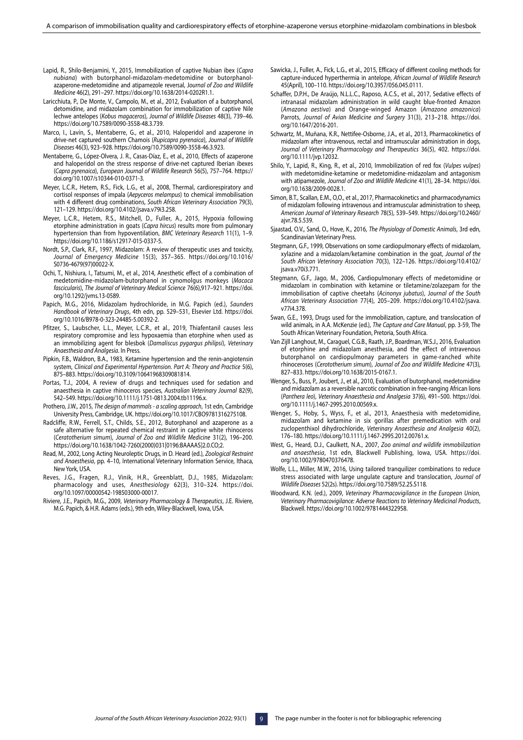Lapid, R., Shilo-Benjamini, Y., 2015, Immobilization of captive Nubian ibex (*Capra nubiana*) with butorphanol-midazolam-medetomidine or butorphanol-azaperone-medetomidine and atipamezole reversal, *Journal of Zoo and Wildlife Medicine* 46(2), 291–297. https://doi.org/10.1638/2014-0202R1.1.

Laricchiuta, P., De Monte, V., Campolo, M., et al., 2012, Evaluation of a butorphanol, detomidine, and midazolam combination for immobilization of captive Nile lechwe antelopes (*Kobus magaceros*), *Journal of Wildlife Diseases* 48(3), 739–46. https://doi.org/10.7589/0090-3558-48.3.739.

Marco, I., Lavín, S., Mentaberre, G., et al., 2010, Haloperidol and azaperone in drive-net captured southern Chamois (*Rupicapra pyrenaica*), *Journal of Wildlife Diseases* 46(3), 923–928. https://doi.org/10.7589/0090-3558-46.3.923.

Mentaberre, G., López-Olvera, J. R., Casas-Díaz, E., et al., 2010, Effects of azaperone and haloperidol on the stress response of drive-net captured Iberian ibexes (*Capra pyrenaica*), *European Journal of Wildlife Research* 56(5), 757–764. https://doi.org/10.1007/s10344-010-0371-3.

Meyer, L.C.R., Hetem, R.S., Fick, L.G., et al., 2008, Thermal, cardiorespiratory and cortisol responses of impala (*Aepyceros melampus*) to chemical immobilisation with 4 different drug combinations, *South African Veterinary Association* 79(3), 121–129. https://doi.org/10.4102/jsava.v79i3.258.

Meyer, L.C.R., Hetem, R.S., Mitchell, D., Fuller, A., 2015, Hypoxia following etorphine administration in goats (*Capra hircus*) results more from pulmonary hypertension than from hypoventilation, *BMC Veterinary Research* 11(1), 1–9. https://doi.org/10.1186/s12917-015-0337-5.

Nordt, S.P., Clark, R.F., 1997, Midazolam: A review of therapeutic uses and toxicity, *Journal of Emergency Medicine* 15(3), 357–365. https://doi.org/10.1016/S0736-4679(97)00022-X.

Ochi, T., Nishiura, I., Tatsumi, M., et al., 2014, Anesthetic effect of a combination of medetomidine-midazolam-butorphanol in cynomolgus monkeys (*Macaca fascicularis*), *The Journal of Veterinary Medical Science* 76(6),917–921. https://doi.org/10.1292/jvms.13-0589.

Papich, M.G., 2016, Midazolam hydrochloride, in M.G. Papich (ed.), *Saunders Handbook of Veterinary Drugs*, 4th edn, pp. 529–531, Elsevier Ltd. https://doi.org/10.1016/B978-0-323-24485-5.00392-2.

Pfitzer, S., Laubscher, L.L., Meyer, L.C.R., et al., 2019, Thiafentanil causes less respiratory compromise and less hypoxaemia than etorphine when used as an immobilizing agent for blesbok (*Damaliscus pygargus philipsi*), *Veterinary Anaesthesia and Analgesia*. In Press.

Pipkin, F.B., Waldron, B.A., 1983, Ketamine hypertension and the renin-angiotensin system, *Clinical and Experimental Hypertension. Part A: Theory and Practice* 5(6), 875–883. https://doi.org/10.3109/10641968309081814.

Portas, T.J., 2004, A review of drugs and techniques used for sedation and anaesthesia in captive rhinoceros species, *Australian Veterinary Journal* 82(9), 542–549. https://doi.org/10.1111/j.1751-0813.2004.tb11196.x.

Prothero, J.W., 2015, *The design of mammals - a scaling approach*, 1st edn, Cambridge University Press, Cambridge, UK. https://doi.org/10.1017/CBO9781316275108.

Radcliffe, R.W., Ferrell, S.T., Childs, S.E., 2012, Butorphanol and azaperone as a safe alternative for repeated chemical restraint in captive white rhinoceros (*Ceratotherium simum*), *Journal of Zoo and Wildlife Medicine* 31(2), 196–200. https://doi.org/10.1638/1042-7260(2000)031[0196:BAAAAS]2.0.CO;2.

Read, M., 2002, Long Acting Neuroleptic Drugs, in D. Heard (ed.), *Zoological Restraint and Anaesthesia*, pp. 4–10, International Veterinary Information Service, Ithaca, New York, USA.

Reves, J.G., Fragen, R.J., Vinik, H.R., Greenblatt, D.J., 1985, Midazolam: pharmacology and uses, *Anesthesiology* 62(3), 310–324. https://doi.org/10.1097/00000542-198503000-00017.

Riviere, J.E., Papich, M.G., 2009, *Veterinary Pharmacology & Therapeutics*, J.E. Riviere, M.G. Papich, & H.R. Adams (eds.), 9th edn, Wiley-Blackwell, Iowa, USA.

Sawicka, J., Fuller, A., Fick, L.G., et al., 2015, Efficacy of different cooling methods for capture-induced hyperthermia in antelope, *African Journal of Wildlife Research* 45(April), 100–110. https://doi.org/10.3957/056.045.0111.

Schaffer, D.P.H., De Araújo, N.L.L.C., Raposo, A.C.S., et al., 2017, Sedative effects of intranasal midazolam administration in wild caught blue-fronted Amazon (*Amazona aestiva*) and Orange-winged Amazon (*Amazona amazonica*) Parrots, *Journal of Avian Medicine and Surgery* 31(3), 213–218. https://doi.org/10.1647/2016-201.

Schwartz, M., Muñana, K.R., Nettifee-Osborne, J.A., et al., 2013, Pharmacokinetics of midazolam after intravenous, rectal and intramuscular administration in dogs, *Journal of Veterinary Pharmacology and Therapeutics* 36(5), 402. https://doi.org/10.1111/jvp.12032.

Shilo, Y., Lapid, R., King, R., et al., 2010, Immobilization of red fox (*Vulpes vulpes*) with medetomidine-ketamine or medetomidine-midazolam and antagonism with atipamezole, *Journal of Zoo and Wildlife Medicine* 41(1), 28–34. https://doi.org/10.1638/2009-0028.1.

Simon, B.T., Scallan, E.M., O,O., et al., 2017, Pharmacokinetics and pharmacodynamics of midazolam following intravenous and intramuscular administration to sheep, *American Journal of Veterinary Research* 78(5), 539–549. https://doi.org/10.2460/ajvr.78.5.539.

Sjaastad, O.V., Sand, O., Hove, K., 2016, *The Physiology of Domestic Animals*, 3rd edn, Scandinavian Veterinary Press.

Stegmann, G.F., 1999, Observations on some cardiopulmonary effects of midazolam, xylazine and a midazolam/ketamine combination in the goat, *Journal of the South African Veterinary Association* 70(3), 122–126. https://doi.org/10.4102/jsava.v70i3.771.

Stegmann, G.F., Jago, M., 2006, Cardiopulmonary effects of medetomidine or midazolam in combination with ketamine or tiletamine/zolazepam for the immobilisation of captive cheetahs (*Acinonyx jubatus*), *Journal of the South African Veterinary Association* 77(4), 205–209. https://doi.org/10.4102/jsava.v77i4.378.

Swan, G.E., 1993, Drugs used for the immobilization, capture, and translocation of wild animals, in A.A. McKenzie (ed.), *The Capture and Care Manual*, pp. 3-59, The South African Veterinary Foundation, Pretoria, South Africa.

Van Zijll Langhout, M., Caraguel, C.G.B., Raath, J.P., Boardman, W.S.J., 2016, Evaluation of etorphine and midazolam anesthesia, and the effect of intravenous butorphanol on cardiopulmonay parameters in game-ranched white rhinoceroses (*Cerotatherium simum*), *Journal of Zoo and Wildlife Medicine* 47(3), 827–833. https://doi.org/10.1638/2015-0167.1.

Wenger, S., Buss, P., Joubert, J., et al., 2010, Evaluation of butorphanol, medetomidine and midazolam as a reversible narcotic combination in free-ranging African lions (*Panthera leo*), *Veterinary Anaesthesia and Analgesia* 37(6), 491–500. https://doi.org/10.1111/j.1467-2995.2010.00569.x.

Wenger, S., Hoby, S., Wyss, F., et al., 2013, Anaesthesia with medetomidine, midazolam and ketamine in six gorillas after premedication with oral zuclopenthixol dihydrochloride, *Veterinary Anaesthesia and Analgesia* 40(2), 176–180. https://doi.org/10.1111/j.1467-2995.2012.00761.x.

West, G., Heard, D.J., Caulkett, N.A., 2007, *Zoo animal and wildlife immobilization and anaesthesia*, 1st edn, Blackwell Publishing, Iowa, USA. https://doi.org/10.1002/9780470376478.

Wolfe, L.L., Miller, M.W., 2016, Using tailored tranquilizer combinations to reduce stress associated with large ungulate capture and translocation, *Journal of Wildlife Diseases* 52(2s). https://doi.org/10.7589/52.2S.S118.

Woodward, K.N. (ed.), 2009, *Veterinary Pharmacovigilance in the European Union, Veterinary Pharmacovigilance: Adverse Reactions to Veterinary Medicinal Products*, Blackwell. https://doi.org/10.1002/9781444322958.